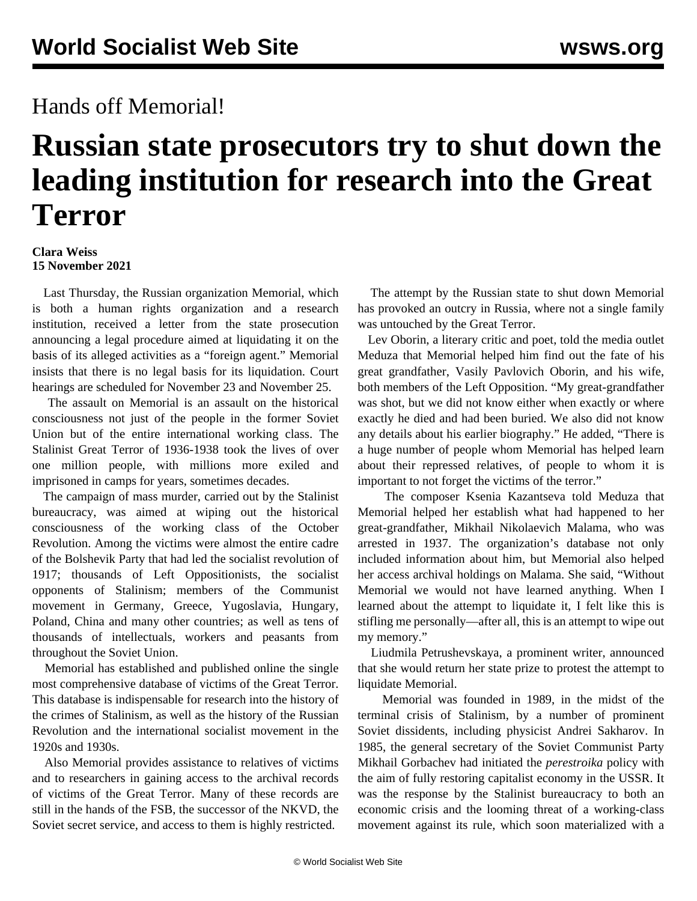Hands off Memorial!

# Russian state prosecutors try to shut down the leading institution for research into the Great Terror

**Clara Weiss**
**15 November 2021**

Last Thursday, the Russian organization Memorial, which is both a human rights organization and a research institution, received a letter from the state prosecution announcing a legal procedure aimed at liquidating it on the basis of its alleged activities as a "foreign agent." Memorial insists that there is no legal basis for its liquidation. Court hearings are scheduled for November 23 and November 25.

The assault on Memorial is an assault on the historical consciousness not just of the people in the former Soviet Union but of the entire international working class. The Stalinist Great Terror of 1936-1938 took the lives of over one million people, with millions more exiled and imprisoned in camps for years, sometimes decades.

The campaign of mass murder, carried out by the Stalinist bureaucracy, was aimed at wiping out the historical consciousness of the working class of the October Revolution. Among the victims were almost the entire cadre of the Bolshevik Party that had led the socialist revolution of 1917; thousands of Left Oppositionists, the socialist opponents of Stalinism; members of the Communist movement in Germany, Greece, Yugoslavia, Hungary, Poland, China and many other countries; as well as tens of thousands of intellectuals, workers and peasants from throughout the Soviet Union.

Memorial has established and published online the single most comprehensive database of victims of the Great Terror. This database is indispensable for research into the history of the crimes of Stalinism, as well as the history of the Russian Revolution and the international socialist movement in the 1920s and 1930s.

Also Memorial provides assistance to relatives of victims and to researchers in gaining access to the archival records of victims of the Great Terror. Many of these records are still in the hands of the FSB, the successor of the NKVD, the Soviet secret service, and access to them is highly restricted.

The attempt by the Russian state to shut down Memorial has provoked an outcry in Russia, where not a single family was untouched by the Great Terror.

Lev Oborin, a literary critic and poet, told the media outlet Meduza that Memorial helped him find out the fate of his great grandfather, Vasily Pavlovich Oborin, and his wife, both members of the Left Opposition. "My great-grandfather was shot, but we did not know either when exactly or where exactly he died and had been buried. We also did not know any details about his earlier biography." He added, "There is a huge number of people whom Memorial has helped learn about their repressed relatives, of people to whom it is important to not forget the victims of the terror."

The composer Ksenia Kazantseva told Meduza that Memorial helped her establish what had happened to her great-grandfather, Mikhail Nikolaevich Malama, who was arrested in 1937. The organization's database not only included information about him, but Memorial also helped her access archival holdings on Malama. She said, "Without Memorial we would not have learned anything. When I learned about the attempt to liquidate it, I felt like this is stifling me personally—after all, this is an attempt to wipe out my memory."

Liudmila Petrushevskaya, a prominent writer, announced that she would return her state prize to protest the attempt to liquidate Memorial.

Memorial was founded in 1989, in the midst of the terminal crisis of Stalinism, by a number of prominent Soviet dissidents, including physicist Andrei Sakharov. In 1985, the general secretary of the Soviet Communist Party Mikhail Gorbachev had initiated the *perestroika* policy with the aim of fully restoring capitalist economy in the USSR. It was the response by the Stalinist bureaucracy to both an economic crisis and the looming threat of a working-class movement against its rule, which soon materialized with a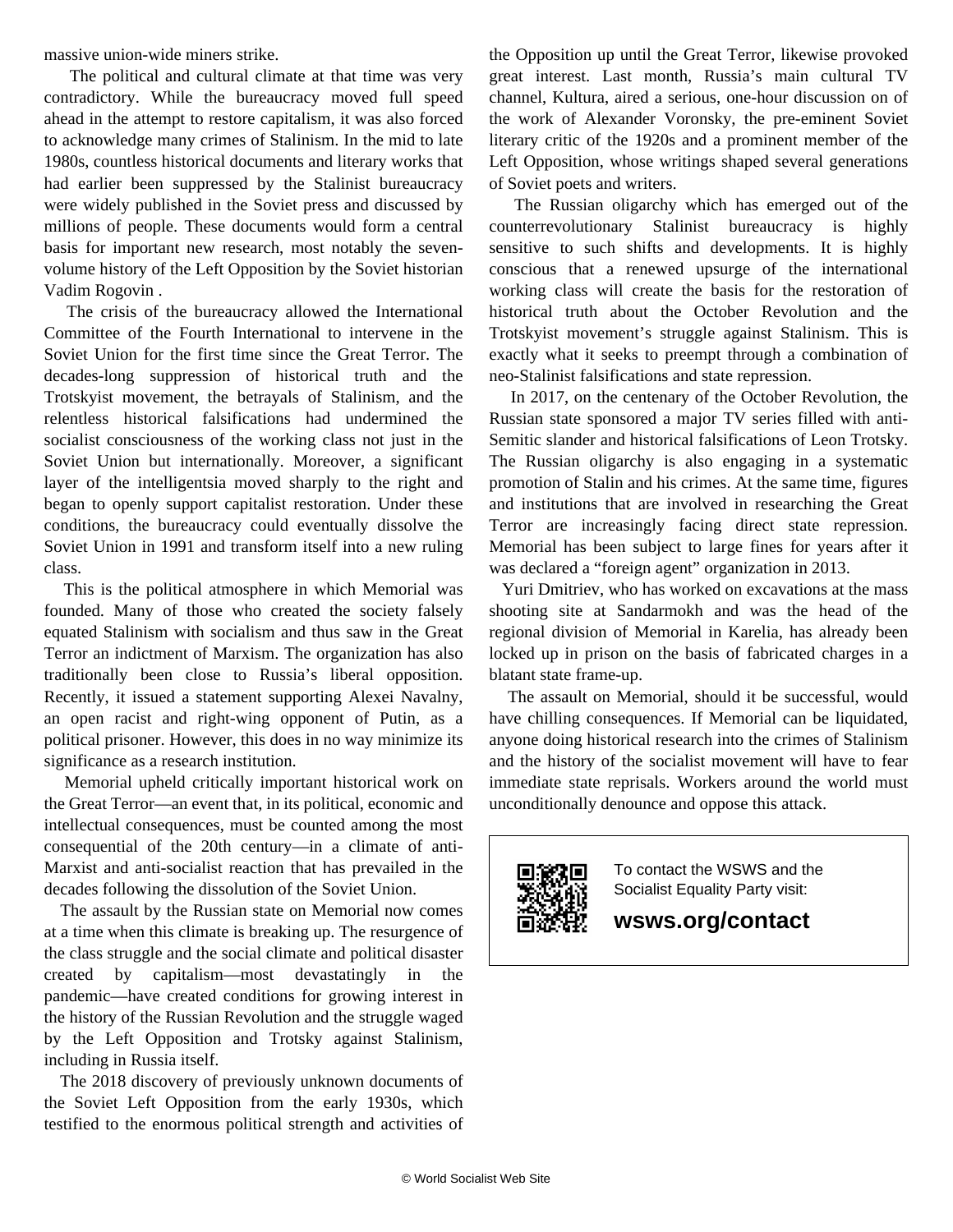massive union-wide miners strike.

The political and cultural climate at that time was very contradictory. While the bureaucracy moved full speed ahead in the attempt to restore capitalism, it was also forced to acknowledge many crimes of Stalinism. In the mid to late 1980s, countless historical documents and literary works that had earlier been suppressed by the Stalinist bureaucracy were widely published in the Soviet press and discussed by millions of people. These documents would form a central basis for important new research, most notably the seven-volume history of the Left Opposition by the Soviet historian Vadim Rogovin .

The crisis of the bureaucracy allowed the International Committee of the Fourth International to intervene in the Soviet Union for the first time since the Great Terror. The decades-long suppression of historical truth and the Trotskyist movement, the betrayals of Stalinism, and the relentless historical falsifications had undermined the socialist consciousness of the working class not just in the Soviet Union but internationally. Moreover, a significant layer of the intelligentsia moved sharply to the right and began to openly support capitalist restoration. Under these conditions, the bureaucracy could eventually dissolve the Soviet Union in 1991 and transform itself into a new ruling class.

This is the political atmosphere in which Memorial was founded. Many of those who created the society falsely equated Stalinism with socialism and thus saw in the Great Terror an indictment of Marxism. The organization has also traditionally been close to Russia's liberal opposition. Recently, it issued a statement supporting Alexei Navalny, an open racist and right-wing opponent of Putin, as a political prisoner. However, this does in no way minimize its significance as a research institution.

Memorial upheld critically important historical work on the Great Terror—an event that, in its political, economic and intellectual consequences, must be counted among the most consequential of the 20th century—in a climate of anti-Marxist and anti-socialist reaction that has prevailed in the decades following the dissolution of the Soviet Union.

The assault by the Russian state on Memorial now comes at a time when this climate is breaking up. The resurgence of the class struggle and the social climate and political disaster created by capitalism—most devastatingly in the pandemic—have created conditions for growing interest in the history of the Russian Revolution and the struggle waged by the Left Opposition and Trotsky against Stalinism, including in Russia itself.

The 2018 discovery of previously unknown documents of the Soviet Left Opposition from the early 1930s, which testified to the enormous political strength and activities of the Opposition up until the Great Terror, likewise provoked great interest. Last month, Russia's main cultural TV channel, Kultura, aired a serious, one-hour discussion on of the work of Alexander Voronsky, the pre-eminent Soviet literary critic of the 1920s and a prominent member of the Left Opposition, whose writings shaped several generations of Soviet poets and writers.

The Russian oligarchy which has emerged out of the counterrevolutionary Stalinist bureaucracy is highly sensitive to such shifts and developments. It is highly conscious that a renewed upsurge of the international working class will create the basis for the restoration of historical truth about the October Revolution and the Trotskyist movement's struggle against Stalinism. This is exactly what it seeks to preempt through a combination of neo-Stalinist falsifications and state repression.

In 2017, on the centenary of the October Revolution, the Russian state sponsored a major TV series filled with anti-Semitic slander and historical falsifications of Leon Trotsky. The Russian oligarchy is also engaging in a systematic promotion of Stalin and his crimes. At the same time, figures and institutions that are involved in researching the Great Terror are increasingly facing direct state repression. Memorial has been subject to large fines for years after it was declared a "foreign agent" organization in 2013.

Yuri Dmitriev, who has worked on excavations at the mass shooting site at Sandarmokh and was the head of the regional division of Memorial in Karelia, has already been locked up in prison on the basis of fabricated charges in a blatant state frame-up.

The assault on Memorial, should it be successful, would have chilling consequences. If Memorial can be liquidated, anyone doing historical research into the crimes of Stalinism and the history of the socialist movement will have to fear immediate state reprisals. Workers around the world must unconditionally denounce and oppose this attack.

To contact the WSWS and the Socialist Equality Party visit:

**wsws.org/contact**